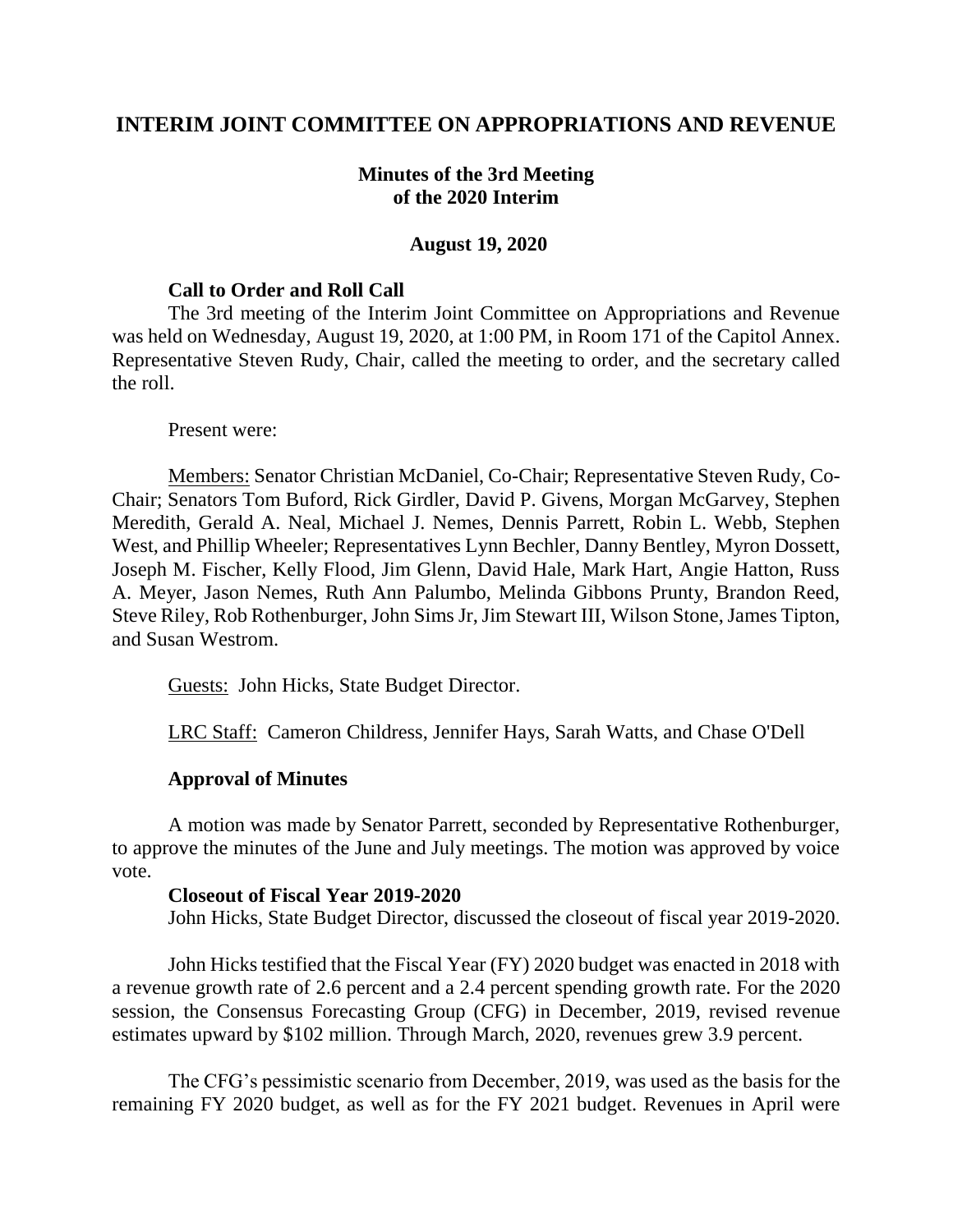# INTERIM JOINT COMMITTEE ON APPROPRIATIONS AND REVENUE

## Minutes of the 3rd Meeting of the 2020 Interim

### August 19, 2020

**Call to Order and Roll Call**

The 3rd meeting of the Interim Joint Committee on Appropriations and Revenue was held on Wednesday, August 19, 2020, at 1:00 PM, in Room 171 of the Capitol Annex. Representative Steven Rudy, Chair, called the meeting to order, and the secretary called the roll.

Present were:

Members: Senator Christian McDaniel, Co-Chair; Representative Steven Rudy, Co-Chair; Senators Tom Buford, Rick Girdler, David P. Givens, Morgan McGarvey, Stephen Meredith, Gerald A. Neal, Michael J. Nemes, Dennis Parrett, Robin L. Webb, Stephen West, and Phillip Wheeler; Representatives Lynn Bechler, Danny Bentley, Myron Dossett, Joseph M. Fischer, Kelly Flood, Jim Glenn, David Hale, Mark Hart, Angie Hatton, Russ A. Meyer, Jason Nemes, Ruth Ann Palumbo, Melinda Gibbons Prunty, Brandon Reed, Steve Riley, Rob Rothenburger, John Sims Jr, Jim Stewart III, Wilson Stone, James Tipton, and Susan Westrom.

Guests: John Hicks, State Budget Director.

LRC Staff: Cameron Childress, Jennifer Hays, Sarah Watts, and Chase O'Dell

**Approval of Minutes**

A motion was made by Senator Parrett, seconded by Representative Rothenburger, to approve the minutes of the June and July meetings. The motion was approved by voice vote.

**Closeout of Fiscal Year 2019-2020**

John Hicks, State Budget Director, discussed the closeout of fiscal year 2019-2020.

John Hicks testified that the Fiscal Year (FY) 2020 budget was enacted in 2018 with a revenue growth rate of 2.6 percent and a 2.4 percent spending growth rate. For the 2020 session, the Consensus Forecasting Group (CFG) in December, 2019, revised revenue estimates upward by $102 million. Through March, 2020, revenues grew 3.9 percent.

The CFG's pessimistic scenario from December, 2019, was used as the basis for the remaining FY 2020 budget, as well as for the FY 2021 budget. Revenues in April were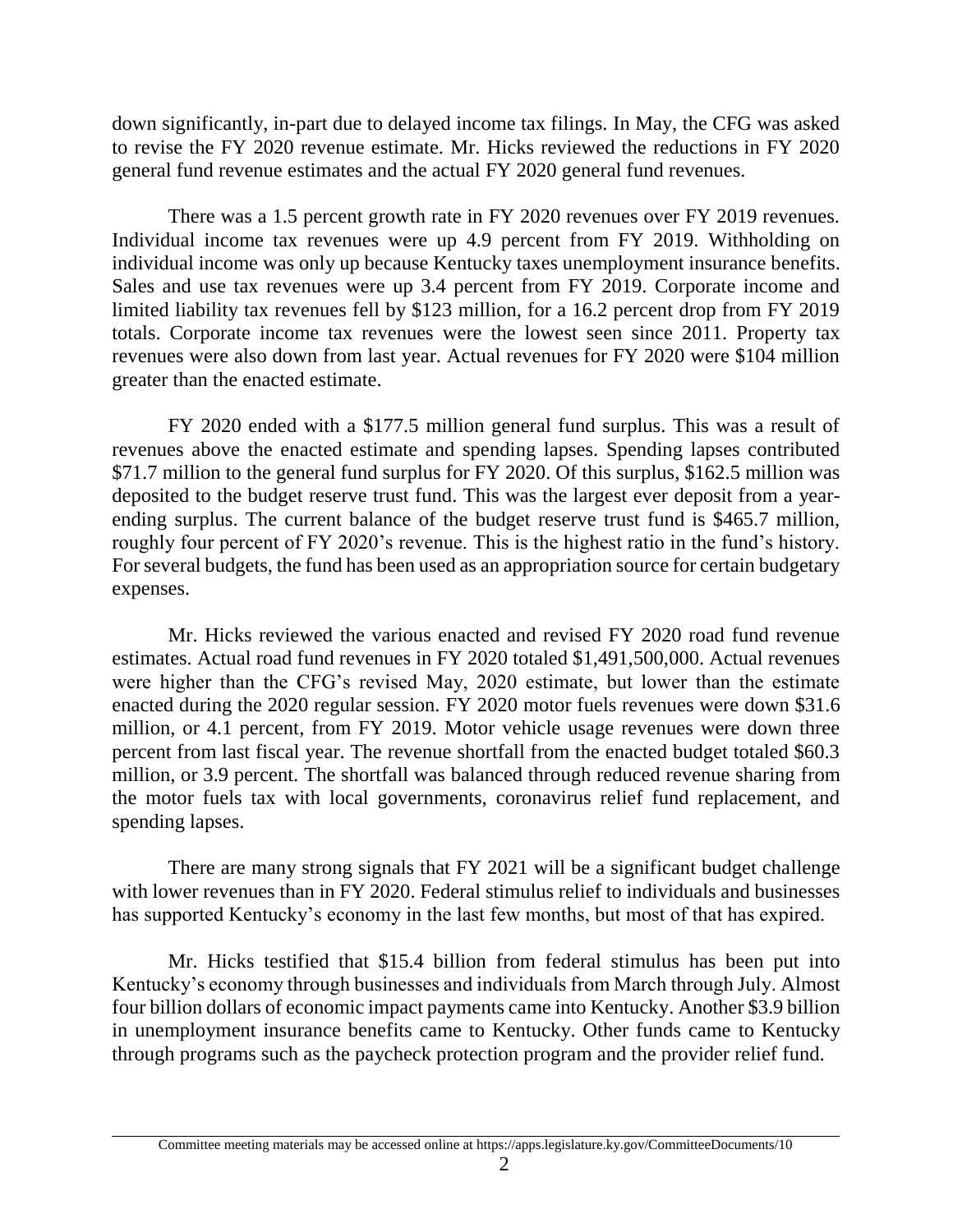down significantly, in-part due to delayed income tax filings. In May, the CFG was asked to revise the FY 2020 revenue estimate. Mr. Hicks reviewed the reductions in FY 2020 general fund revenue estimates and the actual FY 2020 general fund revenues.

There was a 1.5 percent growth rate in FY 2020 revenues over FY 2019 revenues. Individual income tax revenues were up 4.9 percent from FY 2019. Withholding on individual income was only up because Kentucky taxes unemployment insurance benefits. Sales and use tax revenues were up 3.4 percent from FY 2019. Corporate income and limited liability tax revenues fell by $123 million, for a 16.2 percent drop from FY 2019 totals. Corporate income tax revenues were the lowest seen since 2011. Property tax revenues were also down from last year. Actual revenues for FY 2020 were $104 million greater than the enacted estimate.

FY 2020 ended with a $177.5 million general fund surplus. This was a result of revenues above the enacted estimate and spending lapses. Spending lapses contributed $71.7 million to the general fund surplus for FY 2020. Of this surplus, $162.5 million was deposited to the budget reserve trust fund. This was the largest ever deposit from a year-ending surplus. The current balance of the budget reserve trust fund is $465.7 million, roughly four percent of FY 2020's revenue. This is the highest ratio in the fund's history. For several budgets, the fund has been used as an appropriation source for certain budgetary expenses.

Mr. Hicks reviewed the various enacted and revised FY 2020 road fund revenue estimates. Actual road fund revenues in FY 2020 totaled $1,491,500,000. Actual revenues were higher than the CFG's revised May, 2020 estimate, but lower than the estimate enacted during the 2020 regular session. FY 2020 motor fuels revenues were down $31.6 million, or 4.1 percent, from FY 2019. Motor vehicle usage revenues were down three percent from last fiscal year. The revenue shortfall from the enacted budget totaled $60.3 million, or 3.9 percent. The shortfall was balanced through reduced revenue sharing from the motor fuels tax with local governments, coronavirus relief fund replacement, and spending lapses.

There are many strong signals that FY 2021 will be a significant budget challenge with lower revenues than in FY 2020. Federal stimulus relief to individuals and businesses has supported Kentucky's economy in the last few months, but most of that has expired.

Mr. Hicks testified that $15.4 billion from federal stimulus has been put into Kentucky's economy through businesses and individuals from March through July. Almost four billion dollars of economic impact payments came into Kentucky. Another $3.9 billion in unemployment insurance benefits came to Kentucky. Other funds came to Kentucky through programs such as the paycheck protection program and the provider relief fund.

Committee meeting materials may be accessed online at https://apps.legislature.ky.gov/CommitteeDocuments/10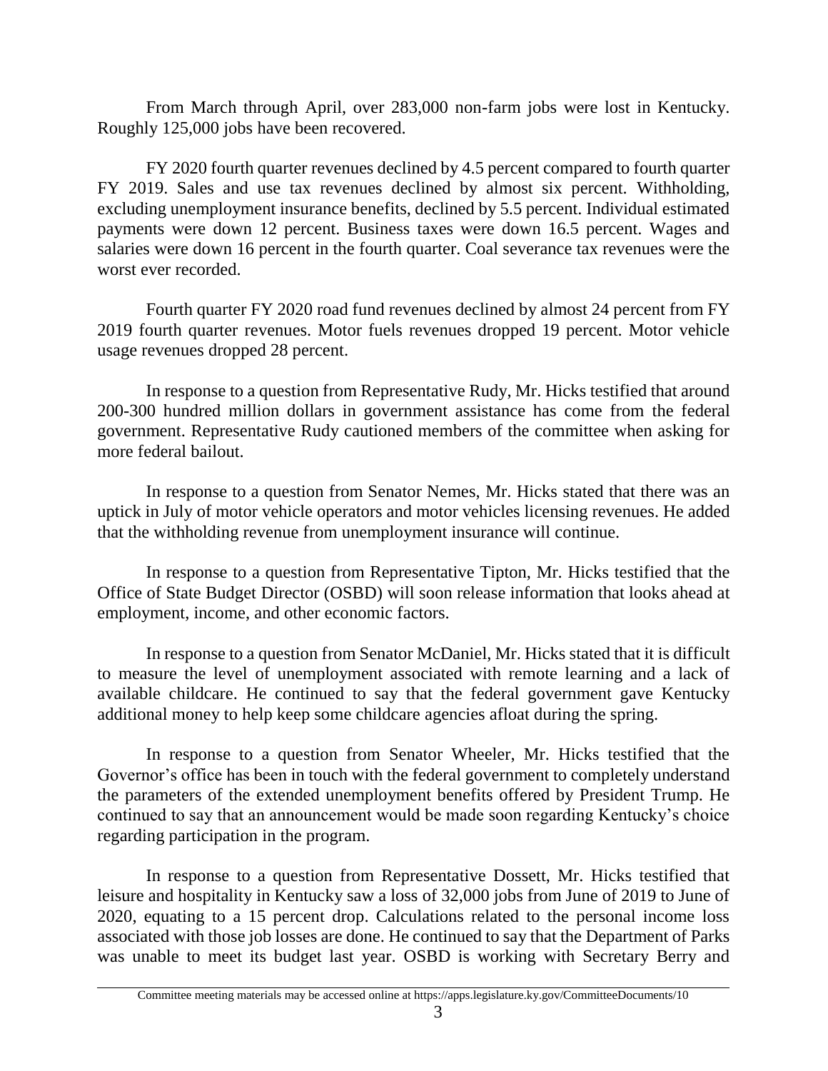From March through April, over 283,000 non-farm jobs were lost in Kentucky. Roughly 125,000 jobs have been recovered.

FY 2020 fourth quarter revenues declined by 4.5 percent compared to fourth quarter FY 2019. Sales and use tax revenues declined by almost six percent. Withholding, excluding unemployment insurance benefits, declined by 5.5 percent. Individual estimated payments were down 12 percent. Business taxes were down 16.5 percent. Wages and salaries were down 16 percent in the fourth quarter. Coal severance tax revenues were the worst ever recorded.

Fourth quarter FY 2020 road fund revenues declined by almost 24 percent from FY 2019 fourth quarter revenues. Motor fuels revenues dropped 19 percent. Motor vehicle usage revenues dropped 28 percent.

In response to a question from Representative Rudy, Mr. Hicks testified that around 200-300 hundred million dollars in government assistance has come from the federal government. Representative Rudy cautioned members of the committee when asking for more federal bailout.

In response to a question from Senator Nemes, Mr. Hicks stated that there was an uptick in July of motor vehicle operators and motor vehicles licensing revenues. He added that the withholding revenue from unemployment insurance will continue.

In response to a question from Representative Tipton, Mr. Hicks testified that the Office of State Budget Director (OSBD) will soon release information that looks ahead at employment, income, and other economic factors.

In response to a question from Senator McDaniel, Mr. Hicks stated that it is difficult to measure the level of unemployment associated with remote learning and a lack of available childcare. He continued to say that the federal government gave Kentucky additional money to help keep some childcare agencies afloat during the spring.

In response to a question from Senator Wheeler, Mr. Hicks testified that the Governor's office has been in touch with the federal government to completely understand the parameters of the extended unemployment benefits offered by President Trump. He continued to say that an announcement would be made soon regarding Kentucky's choice regarding participation in the program.

In response to a question from Representative Dossett, Mr. Hicks testified that leisure and hospitality in Kentucky saw a loss of 32,000 jobs from June of 2019 to June of 2020, equating to a 15 percent drop. Calculations related to the personal income loss associated with those job losses are done. He continued to say that the Department of Parks was unable to meet its budget last year. OSBD is working with Secretary Berry and

Committee meeting materials may be accessed online at https://apps.legislature.ky.gov/CommitteeDocuments/10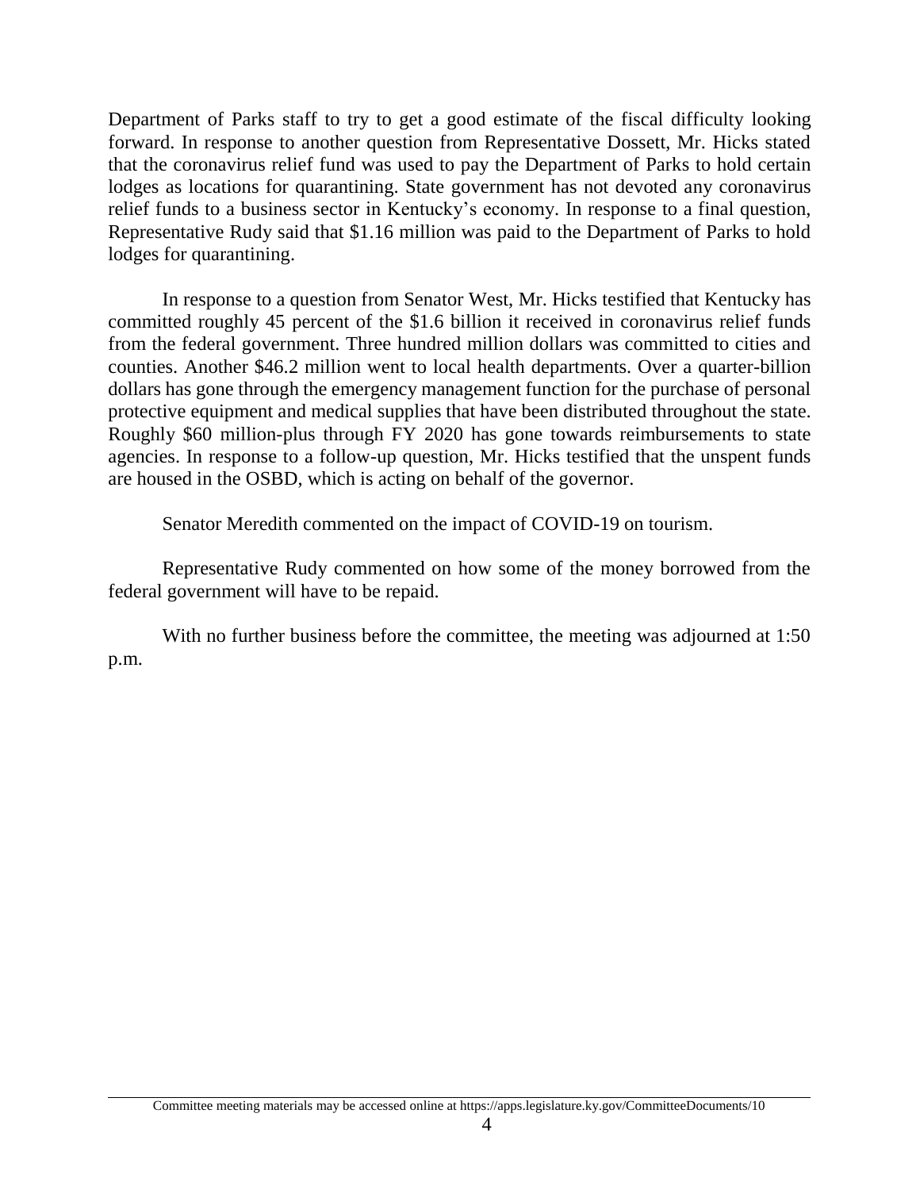Department of Parks staff to try to get a good estimate of the fiscal difficulty looking forward. In response to another question from Representative Dossett, Mr. Hicks stated that the coronavirus relief fund was used to pay the Department of Parks to hold certain lodges as locations for quarantining. State government has not devoted any coronavirus relief funds to a business sector in Kentucky's economy. In response to a final question, Representative Rudy said that $1.16 million was paid to the Department of Parks to hold lodges for quarantining.

In response to a question from Senator West, Mr. Hicks testified that Kentucky has committed roughly 45 percent of the $1.6 billion it received in coronavirus relief funds from the federal government. Three hundred million dollars was committed to cities and counties. Another $46.2 million went to local health departments. Over a quarter-billion dollars has gone through the emergency management function for the purchase of personal protective equipment and medical supplies that have been distributed throughout the state. Roughly $60 million-plus through FY 2020 has gone towards reimbursements to state agencies. In response to a follow-up question, Mr. Hicks testified that the unspent funds are housed in the OSBD, which is acting on behalf of the governor.

Senator Meredith commented on the impact of COVID-19 on tourism.

Representative Rudy commented on how some of the money borrowed from the federal government will have to be repaid.

With no further business before the committee, the meeting was adjourned at 1:50 p.m.